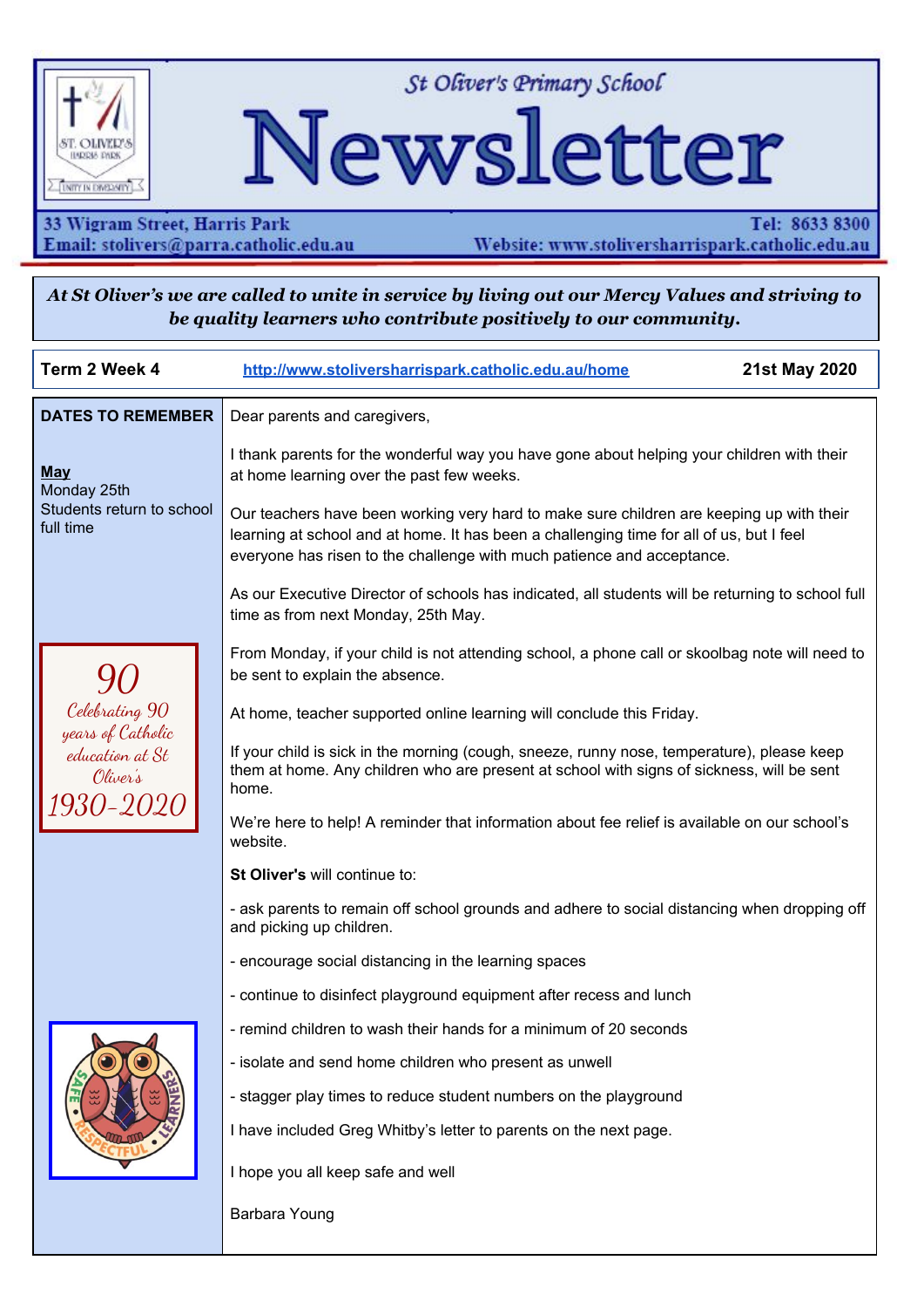# St Oliver's Primary School Newsletter

33 Wigram Street, Harris Park
Email: stolivers@parra.catholic.edu.au

Tel: 8633 8300
Website: www.stoliversharrispark.catholic.edu.au

***At St Oliver's we are called to unite in service by living out our Mercy Values and striving to be quality learners who contribute positively to our community.***

**Term 2 Week 4** | http://www.stoliversharrispark.catholic.edu.au/home | **21st May 2020**

**DATES TO REMEMBER**

**May**
Monday 25th
Students return to school full time

*90*
*Celebrating 90 years of Catholic education at St Oliver's*
*1930-2020*

Dear parents and caregivers,

I thank parents for the wonderful way you have gone about helping your children with their at home learning over the past few weeks.

Our teachers have been working very hard to make sure children are keeping up with their learning at school and at home. It has been a challenging time for all of us, but I feel everyone has risen to the challenge with much patience and acceptance.

As our Executive Director of schools has indicated, all students will be returning to school full time as from next Monday, 25th May.

From Monday, if your child is not attending school, a phone call or skoolbag note will need to be sent to explain the absence.

At home, teacher supported online learning will conclude this Friday.

If your child is sick in the morning (cough, sneeze, runny nose, temperature), please keep them at home. Any children who are present at school with signs of sickness, will be sent home.

We're here to help! A reminder that information about fee relief is available on our school's website.

**St Oliver's** will continue to:

- ask parents to remain off school grounds and adhere to social distancing when dropping off and picking up children.
- encourage social distancing in the learning spaces
- continue to disinfect playground equipment after recess and lunch
- remind children to wash their hands for a minimum of 20 seconds
- isolate and send home children who present as unwell
- stagger play times to reduce student numbers on the playground

I have included Greg Whitby's letter to parents on the next page.

I hope you all keep safe and well

Barbara Young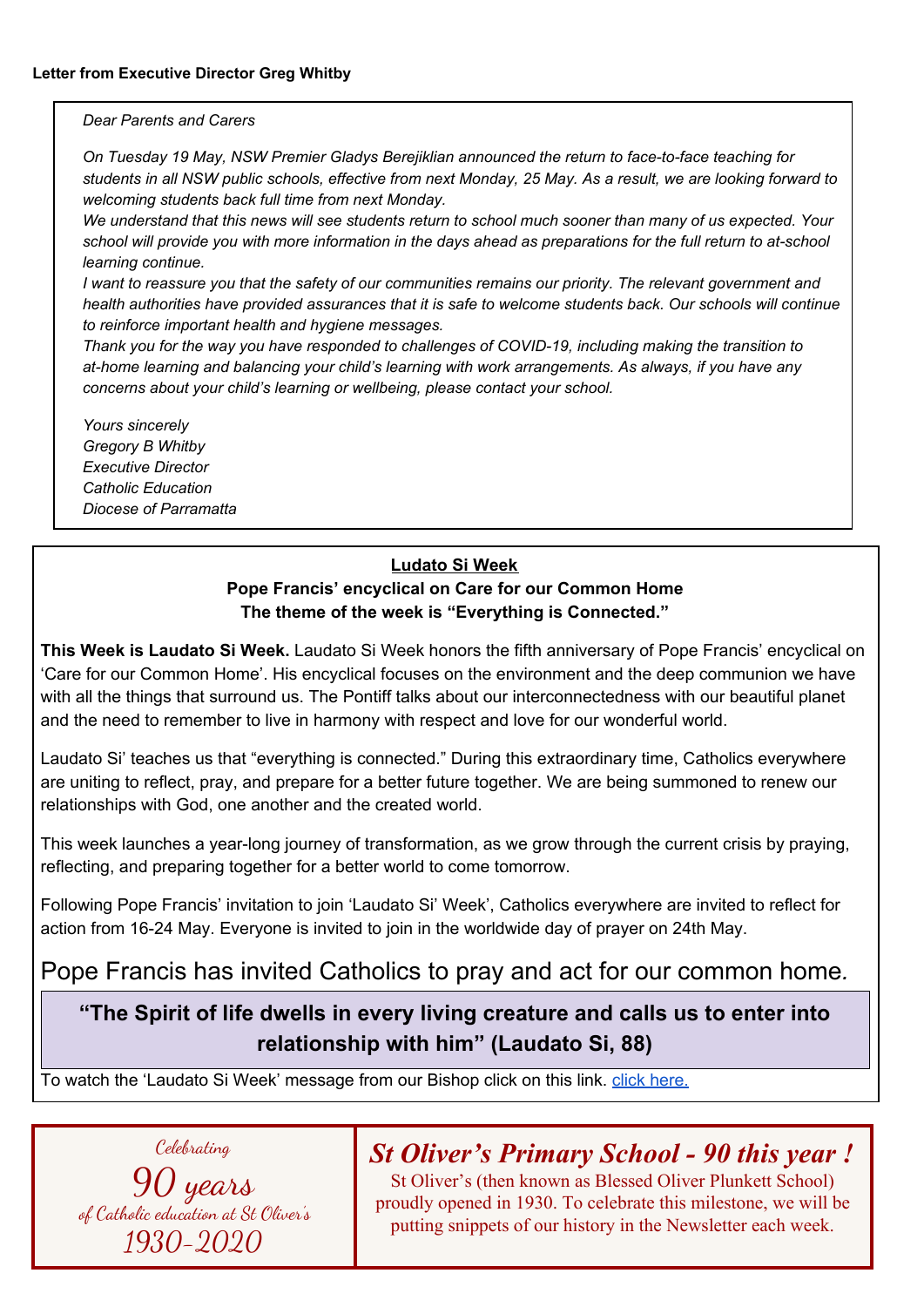**Letter from Executive Director Greg Whitby**

*Dear Parents and Carers*

*On Tuesday 19 May, NSW Premier Gladys Berejiklian announced the return to face-to-face teaching for students in all NSW public schools, effective from next Monday, 25 May. As a result, we are looking forward to welcoming students back full time from next Monday.*
*We understand that this news will see students return to school much sooner than many of us expected. Your school will provide you with more information in the days ahead as preparations for the full return to at-school learning continue.*
*I want to reassure you that the safety of our communities remains our priority. The relevant government and health authorities have provided assurances that it is safe to welcome students back. Our schools will continue to reinforce important health and hygiene messages.*
*Thank you for the way you have responded to challenges of COVID-19, including making the transition to at-home learning and balancing your child's learning with work arrangements. As always, if you have any concerns about your child's learning or wellbeing, please contact your school.*

*Yours sincerely*
*Gregory B Whitby*
*Executive Director*
*Catholic Education*
*Diocese of Parramatta*

## Ludato Si Week

**Pope Francis' encyclical on Care for our Common Home**
**The theme of the week is "Everything is Connected."**

**This Week is Laudato Si Week.** Laudato Si Week honors the fifth anniversary of Pope Francis' encyclical on 'Care for our Common Home'. His encyclical focuses on the environment and the deep communion we have with all the things that surround us. The Pontiff talks about our interconnectedness with our beautiful planet and the need to remember to live in harmony with respect and love for our wonderful world.

Laudato Si' teaches us that "everything is connected." During this extraordinary time, Catholics everywhere are uniting to reflect, pray, and prepare for a better future together. We are being summoned to renew our relationships with God, one another and the created world.

This week launches a year-long journey of transformation, as we grow through the current crisis by praying, reflecting, and preparing together for a better world to come tomorrow.

Following Pope Francis' invitation to join 'Laudato Si' Week', Catholics everywhere are invited to reflect for action from 16-24 May. Everyone is invited to join in the worldwide day of prayer on 24th May.

Pope Francis has invited Catholics to pray and act for our common home.

**"The Spirit of life dwells in every living creature and calls us to enter into relationship with him" (Laudato Si, 88)**

To watch the 'Laudato Si Week' message from our Bishop click on this link. [click here.]()

*Celebrating*
*90 years*
*of Catholic education at St Oliver's*
*1930-2020*

## *St Oliver's Primary School - 90 this year !*

St Oliver's (then known as Blessed Oliver Plunkett School) proudly opened in 1930. To celebrate this milestone, we will be putting snippets of our history in the Newsletter each week.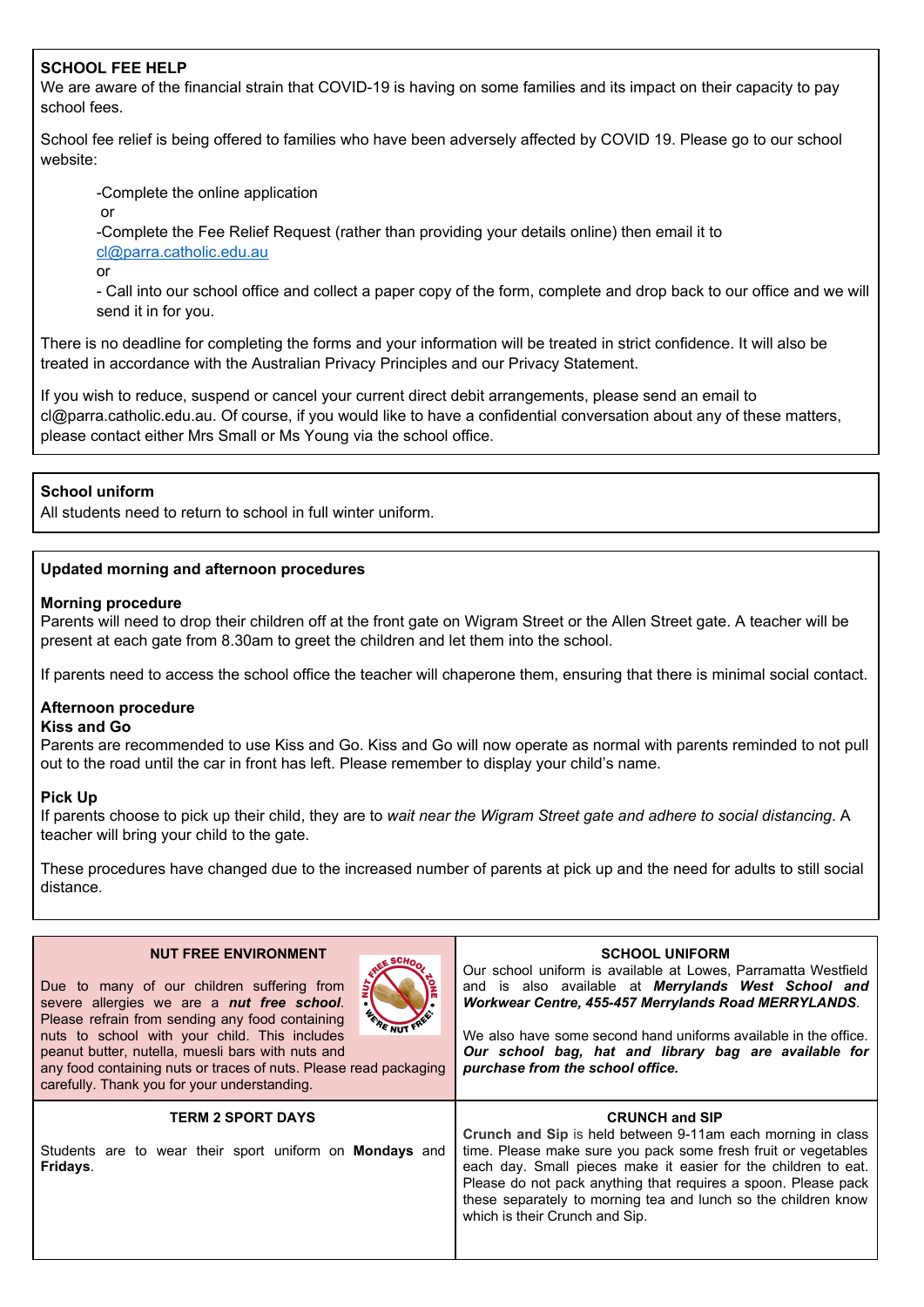## SCHOOL FEE HELP

We are aware of the financial strain that COVID-19 is having on some families and its impact on their capacity to pay school fees.

School fee relief is being offered to families who have been adversely affected by COVID 19. Please go to our school website:

-Complete the online application

or

-Complete the Fee Relief Request (rather than providing your details online) then email it to cl@parra.catholic.edu.au

or

- Call into our school office and collect a paper copy of the form, complete and drop back to our office and we will send it in for you.

There is no deadline for completing the forms and your information will be treated in strict confidence. It will also be treated in accordance with the Australian Privacy Principles and our Privacy Statement.

If you wish to reduce, suspend or cancel your current direct debit arrangements, please send an email to cl@parra.catholic.edu.au. Of course, if you would like to have a confidential conversation about any of these matters, please contact either Mrs Small or Ms Young via the school office.

## School uniform

All students need to return to school in full winter uniform.

## Updated morning and afternoon procedures

### Morning procedure

Parents will need to drop their children off at the front gate on Wigram Street or the Allen Street gate. A teacher will be present at each gate from 8.30am to greet the children and let them into the school.

If parents need to access the school office the teacher will chaperone them, ensuring that there is minimal social contact.

### Afternoon procedure

**Kiss and Go**

Parents are recommended to use Kiss and Go. Kiss and Go will now operate as normal with parents reminded to not pull out to the road until the car in front has left. Please remember to display your child's name.

**Pick Up**

If parents choose to pick up their child, they are to *wait near the Wigram Street gate and adhere to social distancing*. A teacher will bring your child to the gate.

These procedures have changed due to the increased number of parents at pick up and the need for adults to still social distance.

## NUT FREE ENVIRONMENT

Due to many of our children suffering from severe allergies we are a ***nut free school***. Please refrain from sending any food containing nuts to school with your child. This includes peanut butter, nutella, muesli bars with nuts and any food containing nuts or traces of nuts. Please read packaging carefully. Thank you for your understanding.

## SCHOOL UNIFORM

Our school uniform is available at Lowes, Parramatta Westfield and is also available at ***Merrylands West School and Workwear Centre, 455-457 Merrylands Road MERRYLANDS***.

We also have some second hand uniforms available in the office. ***Our school bag, hat and library bag are available for purchase from the school office.***

## TERM 2 SPORT DAYS

Students are to wear their sport uniform on **Mondays** and **Fridays**.

## CRUNCH and SIP

**Crunch and Sip** is held between 9-11am each morning in class time. Please make sure you pack some fresh fruit or vegetables each day. Small pieces make it easier for the children to eat. Please do not pack anything that requires a spoon. Please pack these separately to morning tea and lunch so the children know which is their Crunch and Sip.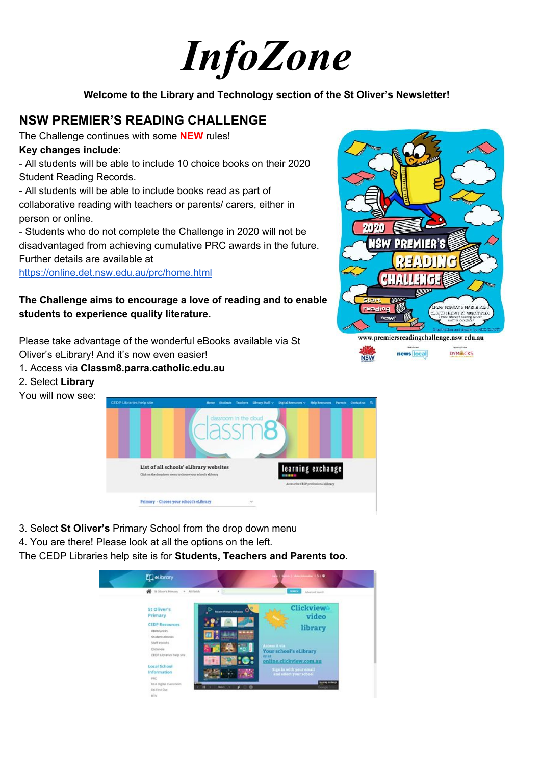# InfoZone

**Welcome to the Library and Technology section of the St Oliver's Newsletter!**

## NSW PREMIER'S READING CHALLENGE

The Challenge continues with some **NEW** rules!

**Key changes include**:

- All students will be able to include 10 choice books on their 2020 Student Reading Records.
- All students will be able to include books read as part of collaborative reading with teachers or parents/ carers, either in person or online.
- Students who do not complete the Challenge in 2020 will not be disadvantaged from achieving cumulative PRC awards in the future.

Further details are available at https://online.det.nsw.edu.au/prc/home.html

**The Challenge aims to encourage a love of reading and to enable students to experience quality literature.**

Please take advantage of the wonderful eBooks available via St Oliver's eLibrary! And it's now even easier!

1. Access via **Classm8.parra.catholic.edu.au**
2. Select **Library**

You will now see:

3. Select **St Oliver's** Primary School from the drop down menu
4. You are there! Please look at all the options on the left.

The CEDP Libraries help site is for **Students, Teachers and Parents too.**